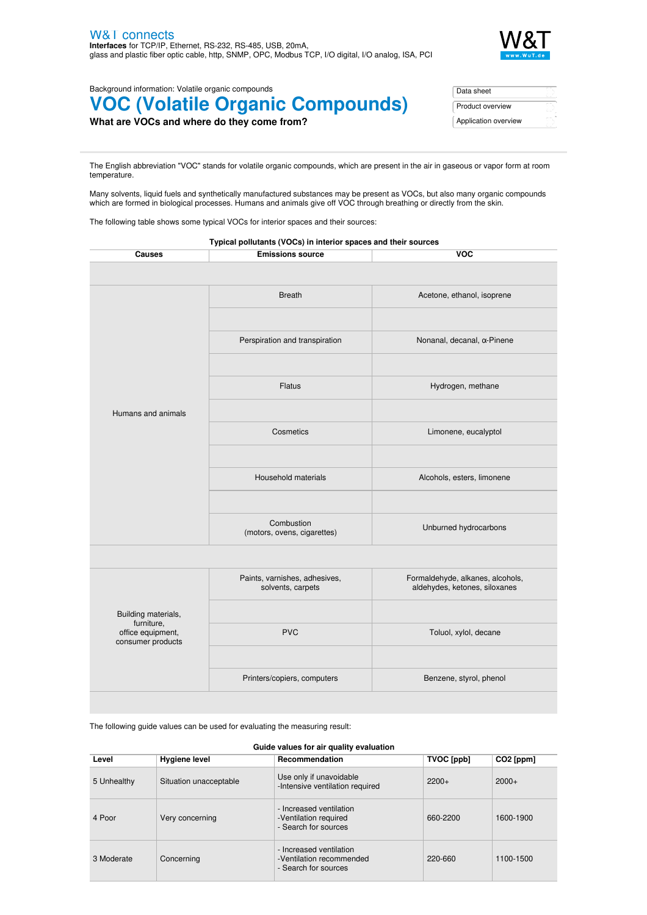W&T connects
**Interfaces** for TCP/IP, Ethernet, RS-232, RS-485, USB, 20mA, glass and plastic fiber optic cable, http, SNMP, OPC, Modbus TCP, I/O digital, I/O analog, ISA, PCI

Background information: Volatile organic compounds

# VOC (Volatile Organic Compounds)

**What are VOCs and where do they come from?**

Data sheet
Product overview
Application overview

The English abbreviation "VOC" stands for volatile organic compounds, which are present in the air in gaseous or vapor form at room temperature.

Many solvents, liquid fuels and synthetically manufactured substances may be present as VOCs, but also many organic compounds which are formed in biological processes. Humans and animals give off VOC through breathing or directly from the skin.

The following table shows some typical VOCs for interior spaces and their sources:

**Typical pollutants (VOCs) in interior spaces and their sources**

| Causes | Emissions source | VOC |
|---|---|---|
| Humans and animals | Breath | Acetone, ethanol, isoprene |
| | Perspiration and transpiration | Nonanal, decanal, α-Pinene |
| | Flatus | Hydrogen, methane |
| | Cosmetics | Limonene, eucalyptol |
| | Household materials | Alcohols, esters, limonene |
| | Combustion (motors, ovens, cigarettes) | Unburned hydrocarbons |
| Building materials, furniture, office equipment, consumer products | Paints, varnishes, adhesives, solvents, carpets | Formaldehyde, alkanes, alcohols, aldehydes, ketones, siloxanes |
| | PVC | Toluol, xylol, decane |
| | Printers/copiers, computers | Benzene, styrol, phenol |

The following guide values can be used for evaluating the measuring result:

**Guide values for air quality evaluation**

| Level | Hygiene level | Recommendation | TVOC [ppb] | CO2 [ppm] |
|---|---|---|---|---|
| 5 Unhealthy | Situation unacceptable | Use only if unavoidable<br>-Intensive ventilation required | 2200+ | 2000+ |
| 4 Poor | Very concerning | - Increased ventilation<br>-Ventilation required<br>- Search for sources | 660-2200 | 1600-1900 |
| 3 Moderate | Concerning | - Increased ventilation<br>-Ventilation recommended<br>- Search for sources | 220-660 | 1100-1500 |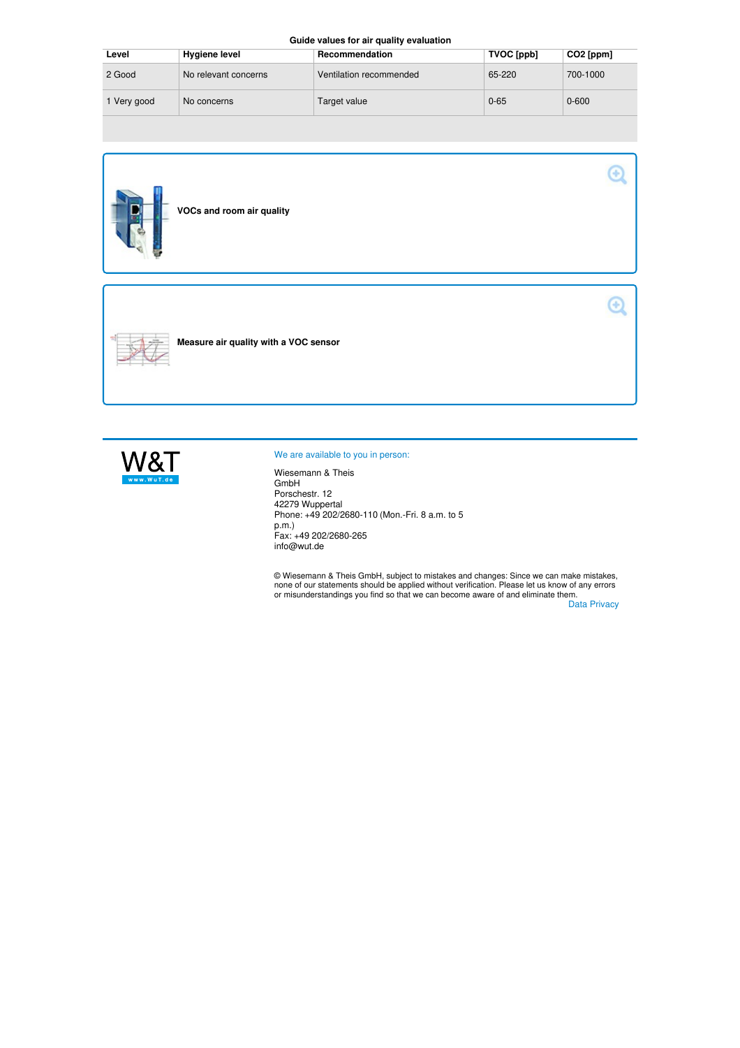**Guide values for air quality evaluation**

| Level | Hygiene level | Recommendation | TVOC [ppb] | CO2 [ppm] |
|---|---|---|---|---|
| 2 Good | No relevant concerns | Ventilation recommended | 65-220 | 700-1000 |
| 1 Very good | No concerns | Target value | 0-65 | 0-600 |

**VOCs and room air quality**

**Measure air quality with a VOC sensor**

We are available to you in person:

Wiesemann & Theis GmbH
Porschestr. 12
42279 Wuppertal
Phone: +49 202/2680-110 (Mon.-Fri. 8 a.m. to 5 p.m.)
Fax: +49 202/2680-265
info@wut.de

© Wiesemann & Theis GmbH, subject to mistakes and changes: Since we can make mistakes, none of our statements should be applied without verification. Please let us know of any errors or misunderstandings you find so that we can become aware of and eliminate them.

Data Privacy